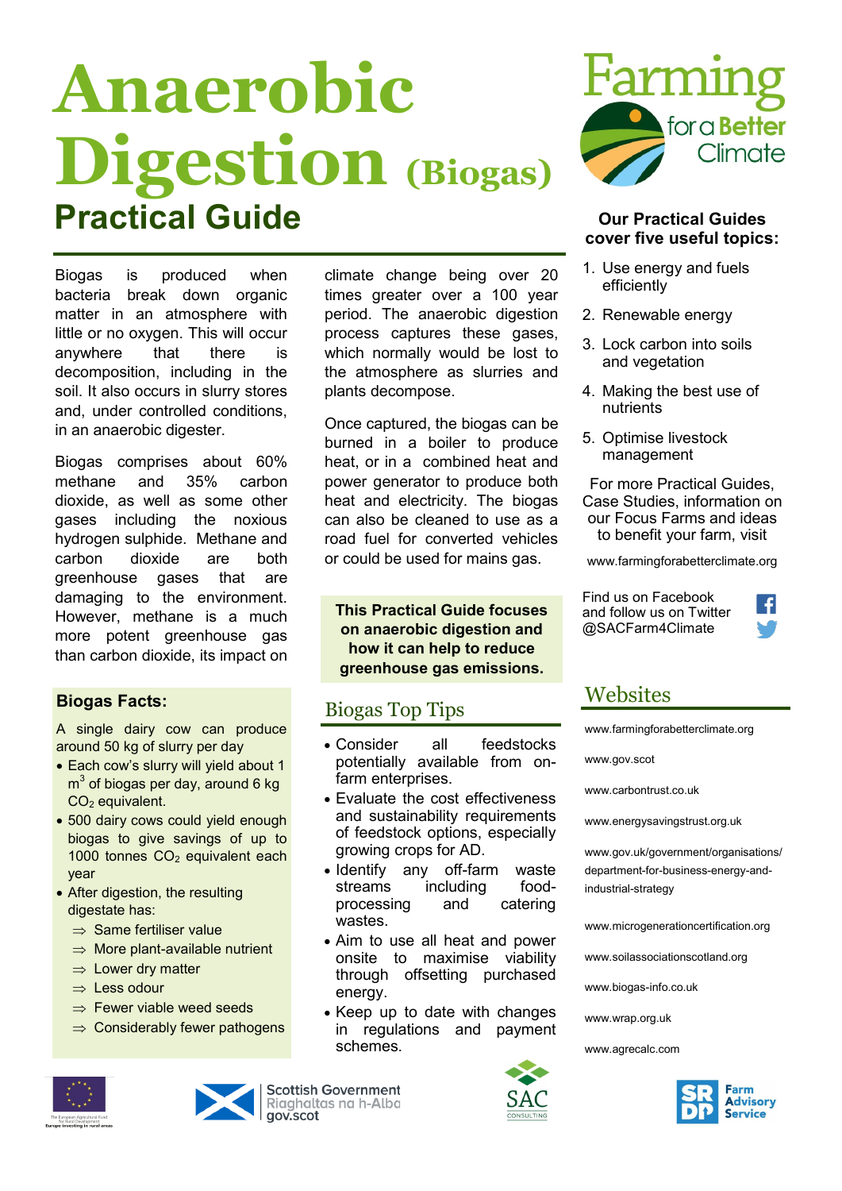# Anaerobic Digestion (Biogas)

## Practical Guide

Biogas is produced when bacteria break down organic matter in an atmosphere with little or no oxygen. This will occur anywhere that there is decomposition, including in the soil. It also occurs in slurry stores and, under controlled conditions, in an anaerobic digester.

Biogas comprises about 60% methane and 35% carbon dioxide, as well as some other gases including the noxious hydrogen sulphide. Methane and carbon dioxide are both greenhouse gases that are damaging to the environment. However, methane is a much more potent greenhouse gas than carbon dioxide, its impact on climate change being over 20 times greater over a 100 year period. The anaerobic digestion process captures these gases, which normally would be lost to the atmosphere as slurries and plants decompose.

Once captured, the biogas can be burned in a boiler to produce heat, or in a combined heat and power generator to produce both heat and electricity. The biogas can also be cleaned to use as a road fuel for converted vehicles or could be used for mains gas.

**This Practical Guide focuses on anaerobic digestion and how it can help to reduce greenhouse gas emissions.**

### Biogas Facts:

A single dairy cow can produce around 50 kg of slurry per day

- Each cow's slurry will yield about 1 $m^3$ of biogas per day, around 6 kg $CO_2$ equivalent.
- 500 dairy cows could yield enough biogas to give savings of up to 1000 tonnes $CO_2$ equivalent each year
- After digestion, the resulting digestate has:
  - ⇒ Same fertiliser value
  - ⇒ More plant-available nutrient
  - ⇒ Lower dry matter
  - ⇒ Less odour
  - ⇒ Fewer viable weed seeds
  - ⇒ Considerably fewer pathogens

### Biogas Top Tips

- Consider all feedstocks potentially available from on-farm enterprises.
- Evaluate the cost effectiveness and sustainability requirements of feedstock options, especially growing crops for AD.
- Identify any off-farm waste streams including food-processing and catering wastes.
- Aim to use all heat and power onsite to maximise viability through offsetting purchased energy.
- Keep up to date with changes in regulations and payment schemes.

Farming for a Better Climate

**Our Practical Guides cover five useful topics:**

1. Use energy and fuels efficiently
2. Renewable energy
3. Lock carbon into soils and vegetation
4. Making the best use of nutrients
5. Optimise livestock management

For more Practical Guides, Case Studies, information on our Focus Farms and ideas to benefit your farm, visit

www.farmingforabetterclimate.org

Find us on Facebook and follow us on Twitter @SACFarm4Climate

### Websites

www.farmingforabetterclimate.org

www.gov.scot

www.carbontrust.co.uk

www.energysavingstrust.org.uk

www.gov.uk/government/organisations/department-for-business-energy-and-industrial-strategy

www.microgenerationcertification.org

www.soilassociationscotland.org

www.biogas-info.co.uk

www.wrap.org.uk

www.agrecalc.com

The European Agricultural Fund for Rural Development: Europe investing in rural areas

Scottish Government | Riaghaltas na h-Alba | gov.scot

SAC Consulting

SRDP Farm Advisory Service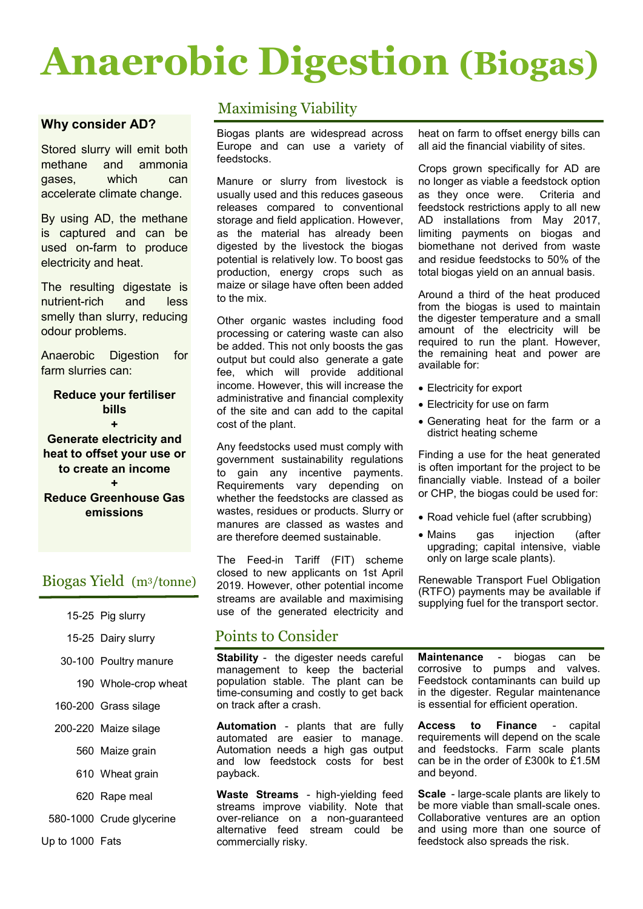# Anaerobic Digestion (Biogas)

### Why consider AD?

Stored slurry will emit both methane and ammonia gases, which can accelerate climate change.

By using AD, the methane is captured and can be used on-farm to produce electricity and heat.

The resulting digestate is nutrient-rich and less smelly than slurry, reducing odour problems.

Anaerobic Digestion for farm slurries can:

**Reduce your fertiliser bills**
**+**
**Generate electricity and heat to offset your use or to create an income**
**+**
**Reduce Greenhouse Gas emissions**

## Biogas Yield (m³/tonne)

| | |
|---|---|
| 15-25 | Pig slurry |
| 15-25 | Dairy slurry |
| 30-100 | Poultry manure |
| 190 | Whole-crop wheat |
| 160-200 | Grass silage |
| 200-220 | Maize silage |
| 560 | Maize grain |
| 610 | Wheat grain |
| 620 | Rape meal |
| 580-1000 | Crude glycerine |
| Up to 1000 | Fats |

## Maximising Viability

Biogas plants are widespread across Europe and can use a variety of feedstocks.

Manure or slurry from livestock is usually used and this reduces gaseous releases compared to conventional storage and field application. However, as the material has already been digested by the livestock the biogas potential is relatively low. To boost gas production, energy crops such as maize or silage have often been added to the mix.

Other organic wastes including food processing or catering waste can also be added. This not only boosts the gas output but could also generate a gate fee, which will provide additional income. However, this will increase the administrative and financial complexity of the site and can add to the capital cost of the plant.

Any feedstocks used must comply with government sustainability regulations to gain any incentive payments. Requirements vary depending on whether the feedstocks are classed as wastes, residues or products. Slurry or manures are classed as wastes and are therefore deemed sustainable.

The Feed-in Tariff (FIT) scheme closed to new applicants on 1st April 2019. However, other potential income streams are available and maximising use of the generated electricity and heat on farm to offset energy bills can all aid the financial viability of sites.

Crops grown specifically for AD are no longer as viable a feedstock option as they once were. Criteria and feedstock restrictions apply to all new AD installations from May 2017, limiting payments on biogas and biomethane not derived from waste and residue feedstocks to 50% of the total biogas yield on an annual basis.

Around a third of the heat produced from the biogas is used to maintain the digester temperature and a small amount of the electricity will be required to run the plant. However, the remaining heat and power are available for:

- Electricity for export
- Electricity for use on farm
- Generating heat for the farm or a district heating scheme

Finding a use for the heat generated is often important for the project to be financially viable. Instead of a boiler or CHP, the biogas could be used for:

- Road vehicle fuel (after scrubbing)
- Mains gas injection (after upgrading; capital intensive, viable only on large scale plants).

Renewable Transport Fuel Obligation (RTFO) payments may be available if supplying fuel for the transport sector.

## Points to Consider

**Stability** - the digester needs careful management to keep the bacterial population stable. The plant can be time-consuming and costly to get back on track after a crash.

**Automation** - plants that are fully automated are easier to manage. Automation needs a high gas output and low feedstock costs for best payback.

**Waste Streams** - high-yielding feed streams improve viability. Note that over-reliance on a non-guaranteed alternative feed stream could be commercially risky.

**Maintenance** - biogas can be corrosive to pumps and valves. Feedstock contaminants can build up in the digester. Regular maintenance is essential for efficient operation.

**Access to Finance** - capital requirements will depend on the scale and feedstocks. Farm scale plants can be in the order of £300k to £1.5M and beyond.

**Scale** - large-scale plants are likely to be more viable than small-scale ones. Collaborative ventures are an option and using more than one source of feedstock also spreads the risk.